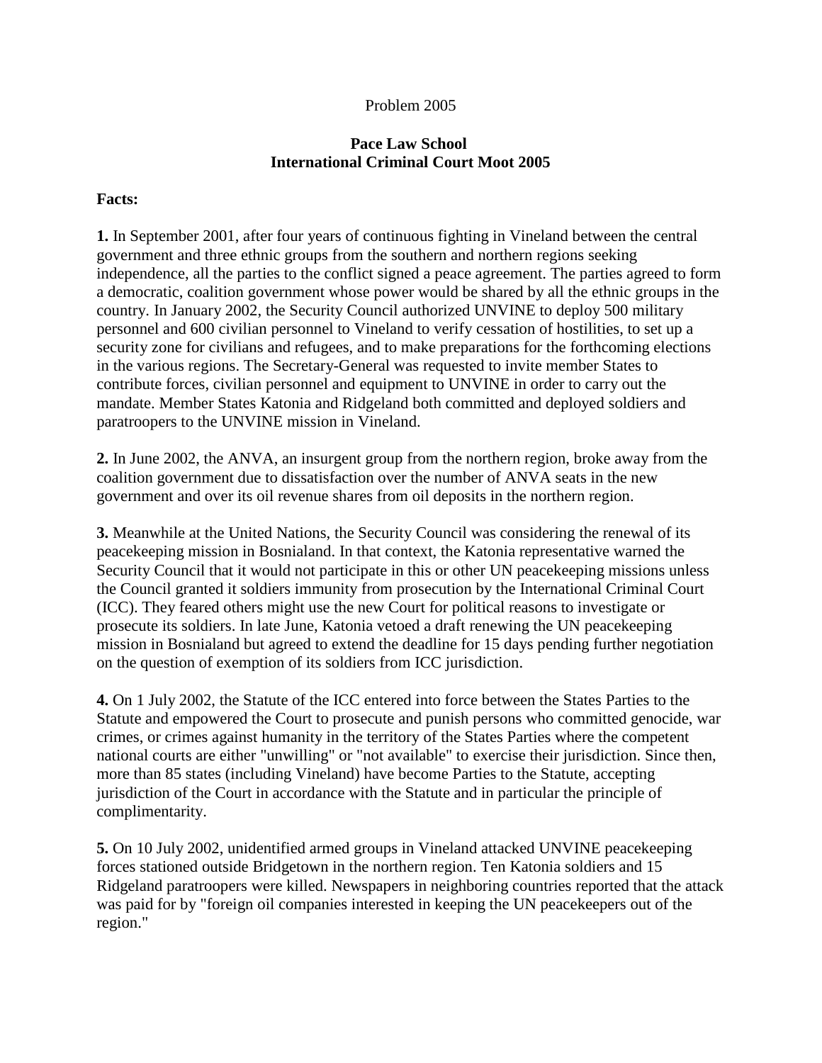Problem 2005

**Pace Law School**
**International Criminal Court Moot 2005**

**Facts:**

**1.** In September 2001, after four years of continuous fighting in Vineland between the central government and three ethnic groups from the southern and northern regions seeking independence, all the parties to the conflict signed a peace agreement. The parties agreed to form a democratic, coalition government whose power would be shared by all the ethnic groups in the country. In January 2002, the Security Council authorized UNVINE to deploy 500 military personnel and 600 civilian personnel to Vineland to verify cessation of hostilities, to set up a security zone for civilians and refugees, and to make preparations for the forthcoming elections in the various regions. The Secretary-General was requested to invite member States to contribute forces, civilian personnel and equipment to UNVINE in order to carry out the mandate. Member States Katonia and Ridgeland both committed and deployed soldiers and paratroopers to the UNVINE mission in Vineland.

**2.** In June 2002, the ANVA, an insurgent group from the northern region, broke away from the coalition government due to dissatisfaction over the number of ANVA seats in the new government and over its oil revenue shares from oil deposits in the northern region.

**3.** Meanwhile at the United Nations, the Security Council was considering the renewal of its peacekeeping mission in Bosnialand. In that context, the Katonia representative warned the Security Council that it would not participate in this or other UN peacekeeping missions unless the Council granted it soldiers immunity from prosecution by the International Criminal Court (ICC). They feared others might use the new Court for political reasons to investigate or prosecute its soldiers. In late June, Katonia vetoed a draft renewing the UN peacekeeping mission in Bosnialand but agreed to extend the deadline for 15 days pending further negotiation on the question of exemption of its soldiers from ICC jurisdiction.

**4.** On 1 July 2002, the Statute of the ICC entered into force between the States Parties to the Statute and empowered the Court to prosecute and punish persons who committed genocide, war crimes, or crimes against humanity in the territory of the States Parties where the competent national courts are either "unwilling" or "not available" to exercise their jurisdiction. Since then, more than 85 states (including Vineland) have become Parties to the Statute, accepting jurisdiction of the Court in accordance with the Statute and in particular the principle of complimentarity.

**5.** On 10 July 2002, unidentified armed groups in Vineland attacked UNVINE peacekeeping forces stationed outside Bridgetown in the northern region. Ten Katonia soldiers and 15 Ridgeland paratroopers were killed. Newspapers in neighboring countries reported that the attack was paid for by "foreign oil companies interested in keeping the UN peacekeepers out of the region."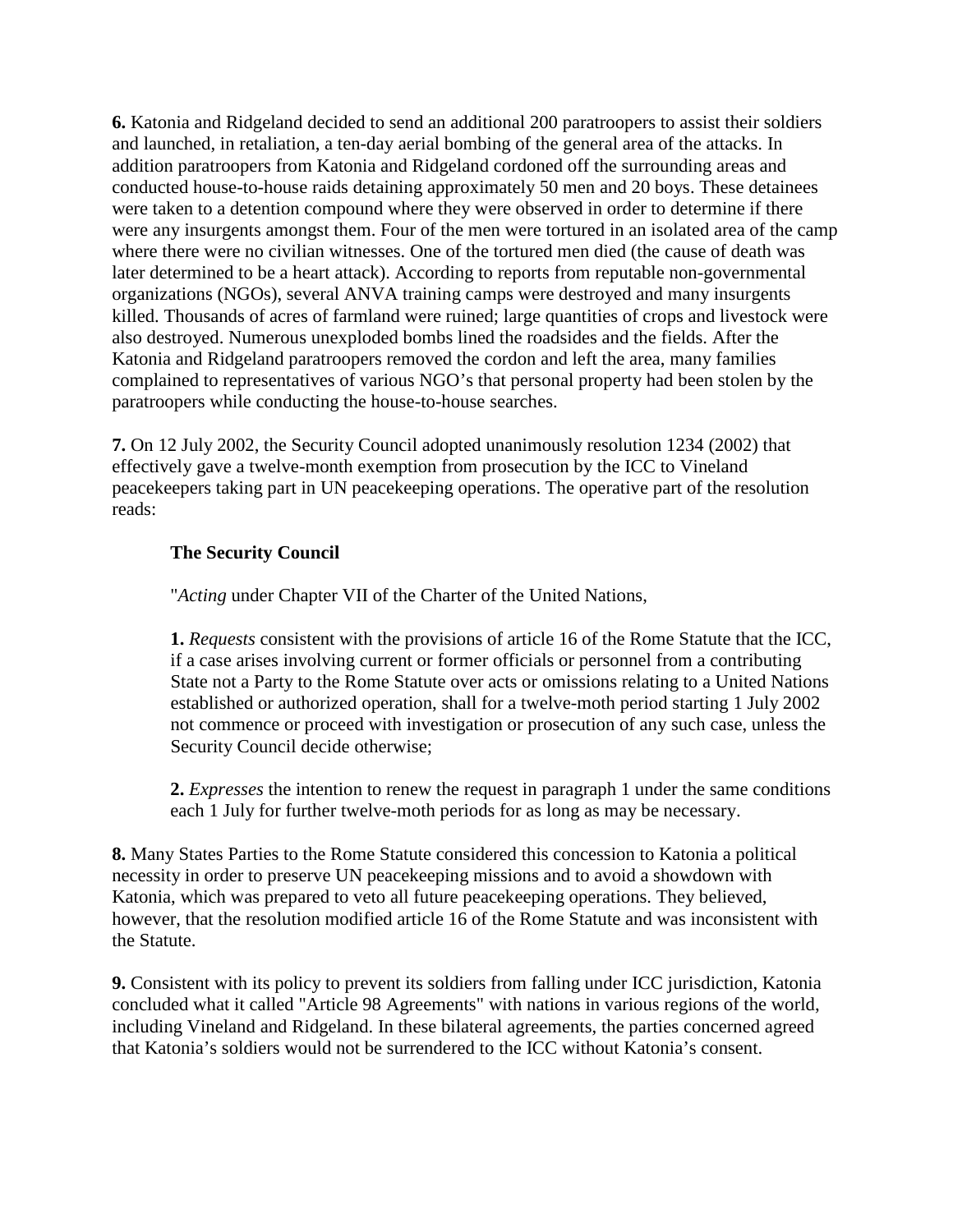**6.** Katonia and Ridgeland decided to send an additional 200 paratroopers to assist their soldiers and launched, in retaliation, a ten-day aerial bombing of the general area of the attacks. In addition paratroopers from Katonia and Ridgeland cordoned off the surrounding areas and conducted house-to-house raids detaining approximately 50 men and 20 boys. These detainees were taken to a detention compound where they were observed in order to determine if there were any insurgents amongst them. Four of the men were tortured in an isolated area of the camp where there were no civilian witnesses. One of the tortured men died (the cause of death was later determined to be a heart attack). According to reports from reputable non-governmental organizations (NGOs), several ANVA training camps were destroyed and many insurgents killed. Thousands of acres of farmland were ruined; large quantities of crops and livestock were also destroyed. Numerous unexploded bombs lined the roadsides and the fields. After the Katonia and Ridgeland paratroopers removed the cordon and left the area, many families complained to representatives of various NGO's that personal property had been stolen by the paratroopers while conducting the house-to-house searches.

**7.** On 12 July 2002, the Security Council adopted unanimously resolution 1234 (2002) that effectively gave a twelve-month exemption from prosecution by the ICC to Vineland peacekeepers taking part in UN peacekeeping operations. The operative part of the resolution reads:

> **The Security Council**
>
> "*Acting* under Chapter VII of the Charter of the United Nations,
>
> **1.** *Requests* consistent with the provisions of article 16 of the Rome Statute that the ICC, if a case arises involving current or former officials or personnel from a contributing State not a Party to the Rome Statute over acts or omissions relating to a United Nations established or authorized operation, shall for a twelve-moth period starting 1 July 2002 not commence or proceed with investigation or prosecution of any such case, unless the Security Council decide otherwise;
>
> **2.** *Expresses* the intention to renew the request in paragraph 1 under the same conditions each 1 July for further twelve-moth periods for as long as may be necessary.

**8.** Many States Parties to the Rome Statute considered this concession to Katonia a political necessity in order to preserve UN peacekeeping missions and to avoid a showdown with Katonia, which was prepared to veto all future peacekeeping operations. They believed, however, that the resolution modified article 16 of the Rome Statute and was inconsistent with the Statute.

**9.** Consistent with its policy to prevent its soldiers from falling under ICC jurisdiction, Katonia concluded what it called "Article 98 Agreements" with nations in various regions of the world, including Vineland and Ridgeland. In these bilateral agreements, the parties concerned agreed that Katonia's soldiers would not be surrendered to the ICC without Katonia's consent.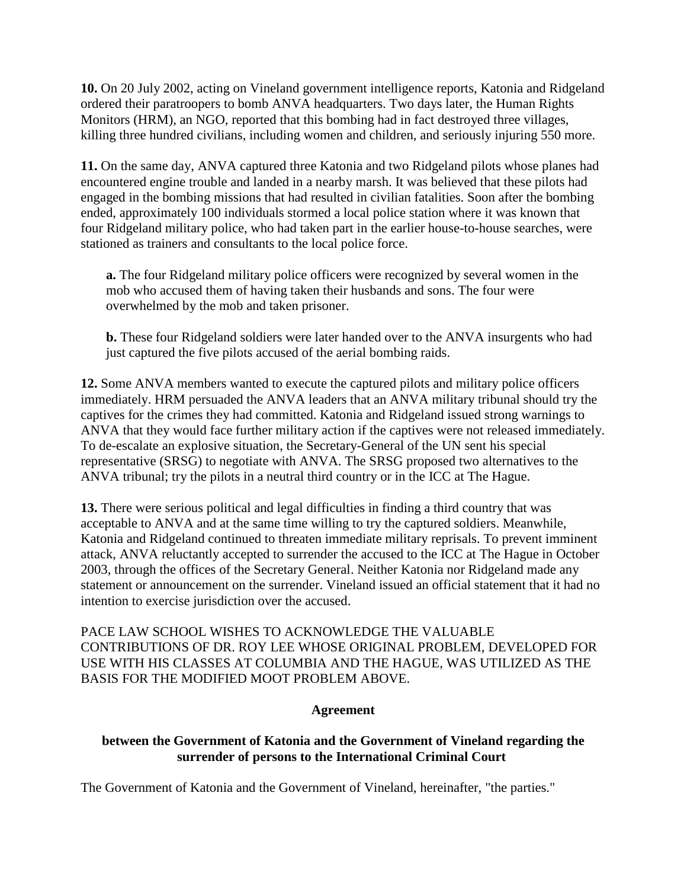**10.** On 20 July 2002, acting on Vineland government intelligence reports, Katonia and Ridgeland ordered their paratroopers to bomb ANVA headquarters. Two days later, the Human Rights Monitors (HRM), an NGO, reported that this bombing had in fact destroyed three villages, killing three hundred civilians, including women and children, and seriously injuring 550 more.

**11.** On the same day, ANVA captured three Katonia and two Ridgeland pilots whose planes had encountered engine trouble and landed in a nearby marsh. It was believed that these pilots had engaged in the bombing missions that had resulted in civilian fatalities. Soon after the bombing ended, approximately 100 individuals stormed a local police station where it was known that four Ridgeland military police, who had taken part in the earlier house-to-house searches, were stationed as trainers and consultants to the local police force.

> **a.** The four Ridgeland military police officers were recognized by several women in the mob who accused them of having taken their husbands and sons. The four were overwhelmed by the mob and taken prisoner.
>
> **b.** These four Ridgeland soldiers were later handed over to the ANVA insurgents who had just captured the five pilots accused of the aerial bombing raids.

**12.** Some ANVA members wanted to execute the captured pilots and military police officers immediately. HRM persuaded the ANVA leaders that an ANVA military tribunal should try the captives for the crimes they had committed. Katonia and Ridgeland issued strong warnings to ANVA that they would face further military action if the captives were not released immediately. To de-escalate an explosive situation, the Secretary-General of the UN sent his special representative (SRSG) to negotiate with ANVA. The SRSG proposed two alternatives to the ANVA tribunal; try the pilots in a neutral third country or in the ICC at The Hague.

**13.** There were serious political and legal difficulties in finding a third country that was acceptable to ANVA and at the same time willing to try the captured soldiers. Meanwhile, Katonia and Ridgeland continued to threaten immediate military reprisals. To prevent imminent attack, ANVA reluctantly accepted to surrender the accused to the ICC at The Hague in October 2003, through the offices of the Secretary General. Neither Katonia nor Ridgeland made any statement or announcement on the surrender. Vineland issued an official statement that it had no intention to exercise jurisdiction over the accused.

PACE LAW SCHOOL WISHES TO ACKNOWLEDGE THE VALUABLE CONTRIBUTIONS OF DR. ROY LEE WHOSE ORIGINAL PROBLEM, DEVELOPED FOR USE WITH HIS CLASSES AT COLUMBIA AND THE HAGUE, WAS UTILIZED AS THE BASIS FOR THE MODIFIED MOOT PROBLEM ABOVE.

## Agreement

### between the Government of Katonia and the Government of Vineland regarding the surrender of persons to the International Criminal Court

The Government of Katonia and the Government of Vineland, hereinafter, "the parties."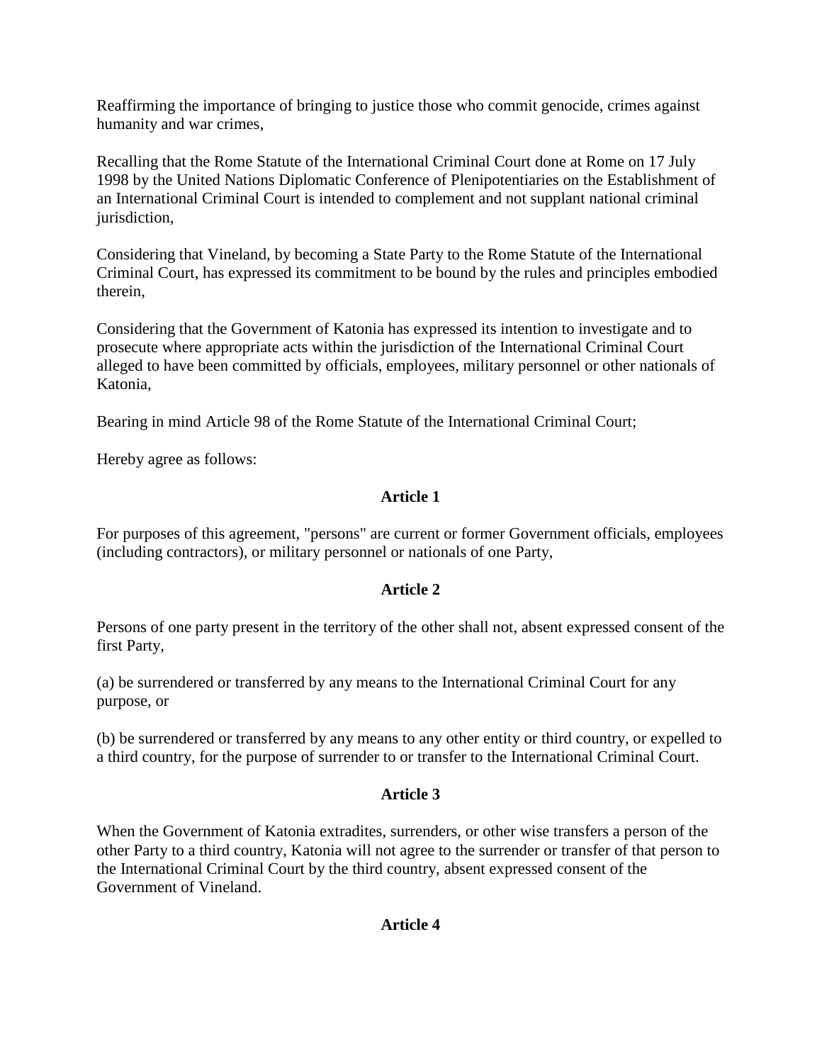Reaffirming the importance of bringing to justice those who commit genocide, crimes against humanity and war crimes,

Recalling that the Rome Statute of the International Criminal Court done at Rome on 17 July 1998 by the United Nations Diplomatic Conference of Plenipotentiaries on the Establishment of an International Criminal Court is intended to complement and not supplant national criminal jurisdiction,

Considering that Vineland, by becoming a State Party to the Rome Statute of the International Criminal Court, has expressed its commitment to be bound by the rules and principles embodied therein,

Considering that the Government of Katonia has expressed its intention to investigate and to prosecute where appropriate acts within the jurisdiction of the International Criminal Court alleged to have been committed by officials, employees, military personnel or other nationals of Katonia,

Bearing in mind Article 98 of the Rome Statute of the International Criminal Court;

Hereby agree as follows:

**Article 1**

For purposes of this agreement, "persons" are current or former Government officials, employees (including contractors), or military personnel or nationals of one Party,

**Article 2**

Persons of one party present in the territory of the other shall not, absent expressed consent of the first Party,

(a) be surrendered or transferred by any means to the International Criminal Court for any purpose, or

(b) be surrendered or transferred by any means to any other entity or third country, or expelled to a third country, for the purpose of surrender to or transfer to the International Criminal Court.

**Article 3**

When the Government of Katonia extradites, surrenders, or other wise transfers a person of the other Party to a third country, Katonia will not agree to the surrender or transfer of that person to the International Criminal Court by the third country, absent expressed consent of the Government of Vineland.

**Article 4**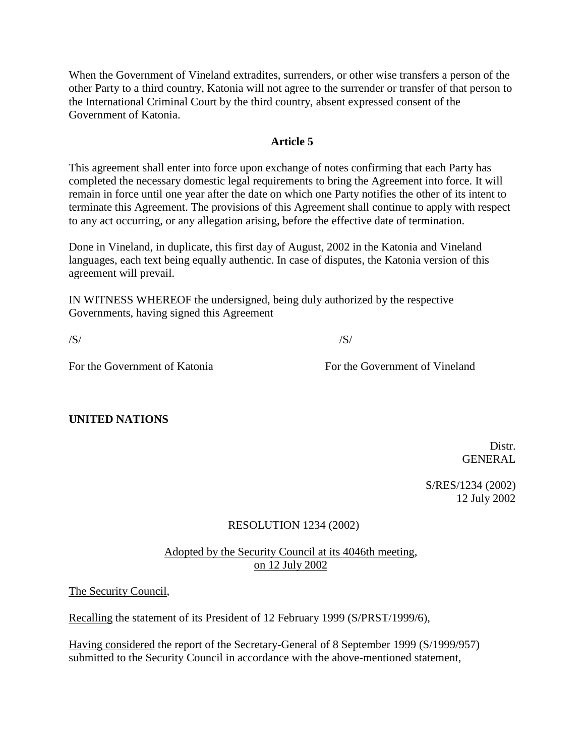When the Government of Vineland extradites, surrenders, or other wise transfers a person of the other Party to a third country, Katonia will not agree to the surrender or transfer of that person to the International Criminal Court by the third country, absent expressed consent of the Government of Katonia.

**Article 5**

This agreement shall enter into force upon exchange of notes confirming that each Party has completed the necessary domestic legal requirements to bring the Agreement into force. It will remain in force until one year after the date on which one Party notifies the other of its intent to terminate this Agreement. The provisions of this Agreement shall continue to apply with respect to any act occurring, or any allegation arising, before the effective date of termination.

Done in Vineland, in duplicate, this first day of August, 2002 in the Katonia and Vineland languages, each text being equally authentic. In case of disputes, the Katonia version of this agreement will prevail.

IN WITNESS WHEREOF the undersigned, being duly authorized by the respective Governments, having signed this Agreement

/S/ /S/

For the Government of Katonia For the Government of Vineland

**UNITED NATIONS**

Distr.
GENERAL

S/RES/1234 (2002)
12 July 2002

RESOLUTION 1234 (2002)

Adopted by the Security Council at its 4046th meeting, on 12 July 2002

The Security Council,

Recalling the statement of its President of 12 February 1999 (S/PRST/1999/6),

Having considered the report of the Secretary-General of 8 September 1999 (S/1999/957) submitted to the Security Council in accordance with the above-mentioned statement,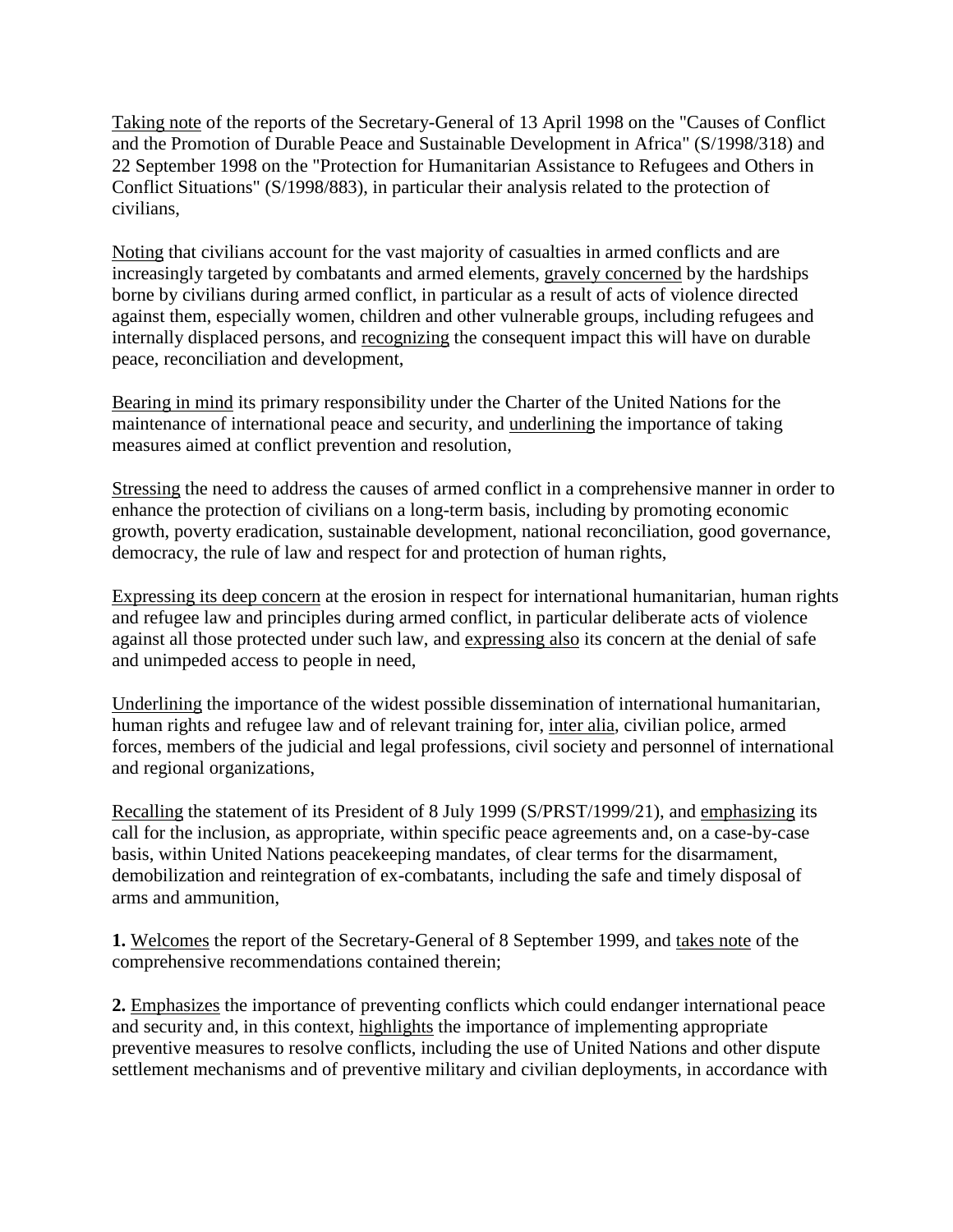Taking note of the reports of the Secretary-General of 13 April 1998 on the "Causes of Conflict and the Promotion of Durable Peace and Sustainable Development in Africa" (S/1998/318) and 22 September 1998 on the "Protection for Humanitarian Assistance to Refugees and Others in Conflict Situations" (S/1998/883), in particular their analysis related to the protection of civilians,

Noting that civilians account for the vast majority of casualties in armed conflicts and are increasingly targeted by combatants and armed elements, gravely concerned by the hardships borne by civilians during armed conflict, in particular as a result of acts of violence directed against them, especially women, children and other vulnerable groups, including refugees and internally displaced persons, and recognizing the consequent impact this will have on durable peace, reconciliation and development,

Bearing in mind its primary responsibility under the Charter of the United Nations for the maintenance of international peace and security, and underlining the importance of taking measures aimed at conflict prevention and resolution,

Stressing the need to address the causes of armed conflict in a comprehensive manner in order to enhance the protection of civilians on a long-term basis, including by promoting economic growth, poverty eradication, sustainable development, national reconciliation, good governance, democracy, the rule of law and respect for and protection of human rights,

Expressing its deep concern at the erosion in respect for international humanitarian, human rights and refugee law and principles during armed conflict, in particular deliberate acts of violence against all those protected under such law, and expressing also its concern at the denial of safe and unimpeded access to people in need,

Underlining the importance of the widest possible dissemination of international humanitarian, human rights and refugee law and of relevant training for, inter alia, civilian police, armed forces, members of the judicial and legal professions, civil society and personnel of international and regional organizations,

Recalling the statement of its President of 8 July 1999 (S/PRST/1999/21), and emphasizing its call for the inclusion, as appropriate, within specific peace agreements and, on a case-by-case basis, within United Nations peacekeeping mandates, of clear terms for the disarmament, demobilization and reintegration of ex-combatants, including the safe and timely disposal of arms and ammunition,

**1.** Welcomes the report of the Secretary-General of 8 September 1999, and takes note of the comprehensive recommendations contained therein;

**2.** Emphasizes the importance of preventing conflicts which could endanger international peace and security and, in this context, highlights the importance of implementing appropriate preventive measures to resolve conflicts, including the use of United Nations and other dispute settlement mechanisms and of preventive military and civilian deployments, in accordance with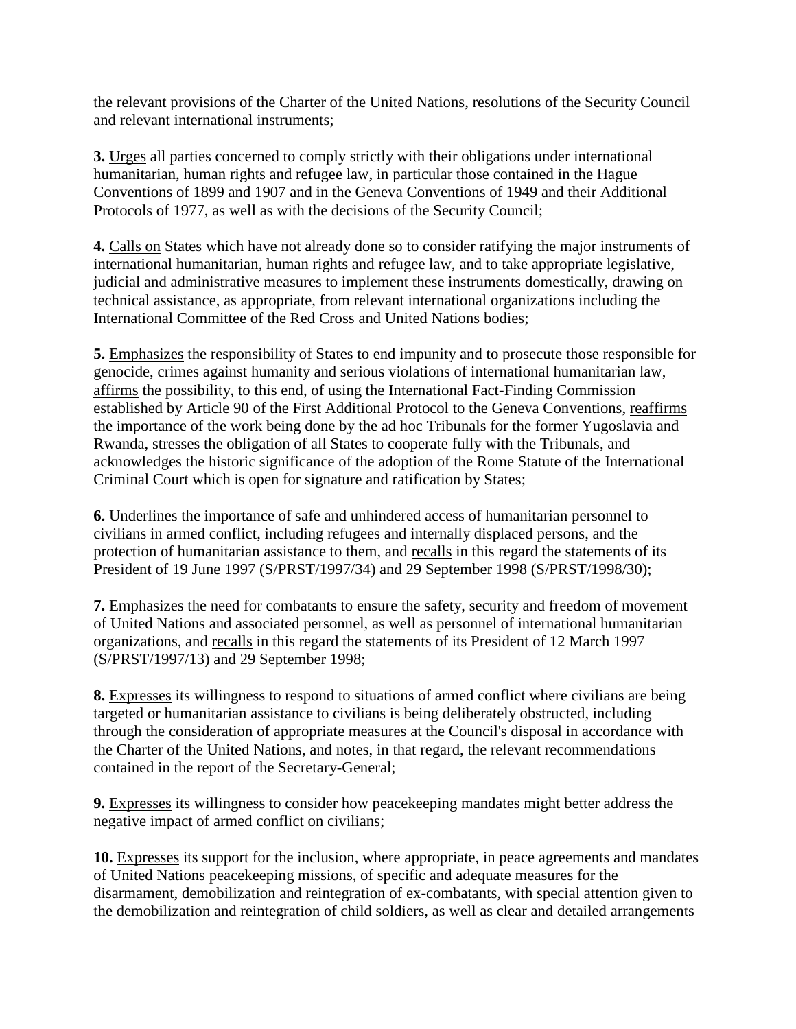the relevant provisions of the Charter of the United Nations, resolutions of the Security Council and relevant international instruments;

**3.** Urges all parties concerned to comply strictly with their obligations under international humanitarian, human rights and refugee law, in particular those contained in the Hague Conventions of 1899 and 1907 and in the Geneva Conventions of 1949 and their Additional Protocols of 1977, as well as with the decisions of the Security Council;

**4.** Calls on States which have not already done so to consider ratifying the major instruments of international humanitarian, human rights and refugee law, and to take appropriate legislative, judicial and administrative measures to implement these instruments domestically, drawing on technical assistance, as appropriate, from relevant international organizations including the International Committee of the Red Cross and United Nations bodies;

**5.** Emphasizes the responsibility of States to end impunity and to prosecute those responsible for genocide, crimes against humanity and serious violations of international humanitarian law, affirms the possibility, to this end, of using the International Fact-Finding Commission established by Article 90 of the First Additional Protocol to the Geneva Conventions, reaffirms the importance of the work being done by the ad hoc Tribunals for the former Yugoslavia and Rwanda, stresses the obligation of all States to cooperate fully with the Tribunals, and acknowledges the historic significance of the adoption of the Rome Statute of the International Criminal Court which is open for signature and ratification by States;

**6.** Underlines the importance of safe and unhindered access of humanitarian personnel to civilians in armed conflict, including refugees and internally displaced persons, and the protection of humanitarian assistance to them, and recalls in this regard the statements of its President of 19 June 1997 (S/PRST/1997/34) and 29 September 1998 (S/PRST/1998/30);

**7.** Emphasizes the need for combatants to ensure the safety, security and freedom of movement of United Nations and associated personnel, as well as personnel of international humanitarian organizations, and recalls in this regard the statements of its President of 12 March 1997 (S/PRST/1997/13) and 29 September 1998;

**8.** Expresses its willingness to respond to situations of armed conflict where civilians are being targeted or humanitarian assistance to civilians is being deliberately obstructed, including through the consideration of appropriate measures at the Council's disposal in accordance with the Charter of the United Nations, and notes, in that regard, the relevant recommendations contained in the report of the Secretary-General;

**9.** Expresses its willingness to consider how peacekeeping mandates might better address the negative impact of armed conflict on civilians;

**10.** Expresses its support for the inclusion, where appropriate, in peace agreements and mandates of United Nations peacekeeping missions, of specific and adequate measures for the disarmament, demobilization and reintegration of ex-combatants, with special attention given to the demobilization and reintegration of child soldiers, as well as clear and detailed arrangements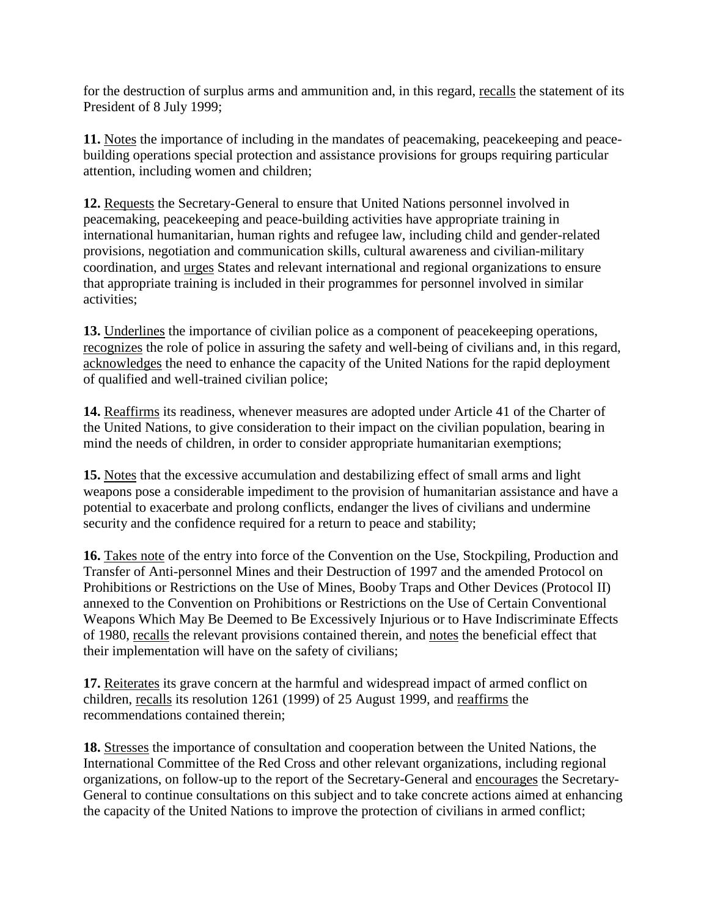for the destruction of surplus arms and ammunition and, in this regard, recalls the statement of its President of 8 July 1999;

**11.** Notes the importance of including in the mandates of peacemaking, peacekeeping and peace-building operations special protection and assistance provisions for groups requiring particular attention, including women and children;

**12.** Requests the Secretary-General to ensure that United Nations personnel involved in peacemaking, peacekeeping and peace-building activities have appropriate training in international humanitarian, human rights and refugee law, including child and gender-related provisions, negotiation and communication skills, cultural awareness and civilian-military coordination, and urges States and relevant international and regional organizations to ensure that appropriate training is included in their programmes for personnel involved in similar activities;

**13.** Underlines the importance of civilian police as a component of peacekeeping operations, recognizes the role of police in assuring the safety and well-being of civilians and, in this regard, acknowledges the need to enhance the capacity of the United Nations for the rapid deployment of qualified and well-trained civilian police;

**14.** Reaffirms its readiness, whenever measures are adopted under Article 41 of the Charter of the United Nations, to give consideration to their impact on the civilian population, bearing in mind the needs of children, in order to consider appropriate humanitarian exemptions;

**15.** Notes that the excessive accumulation and destabilizing effect of small arms and light weapons pose a considerable impediment to the provision of humanitarian assistance and have a potential to exacerbate and prolong conflicts, endanger the lives of civilians and undermine security and the confidence required for a return to peace and stability;

**16.** Takes note of the entry into force of the Convention on the Use, Stockpiling, Production and Transfer of Anti-personnel Mines and their Destruction of 1997 and the amended Protocol on Prohibitions or Restrictions on the Use of Mines, Booby Traps and Other Devices (Protocol II) annexed to the Convention on Prohibitions or Restrictions on the Use of Certain Conventional Weapons Which May Be Deemed to Be Excessively Injurious or to Have Indiscriminate Effects of 1980, recalls the relevant provisions contained therein, and notes the beneficial effect that their implementation will have on the safety of civilians;

**17.** Reiterates its grave concern at the harmful and widespread impact of armed conflict on children, recalls its resolution 1261 (1999) of 25 August 1999, and reaffirms the recommendations contained therein;

**18.** Stresses the importance of consultation and cooperation between the United Nations, the International Committee of the Red Cross and other relevant organizations, including regional organizations, on follow-up to the report of the Secretary-General and encourages the Secretary-General to continue consultations on this subject and to take concrete actions aimed at enhancing the capacity of the United Nations to improve the protection of civilians in armed conflict;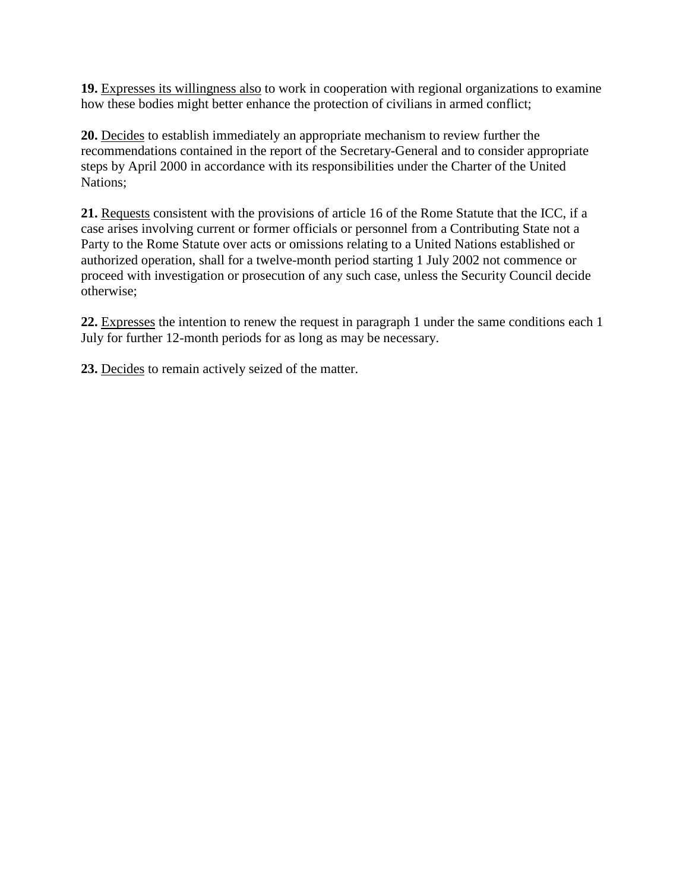**19.** Expresses its willingness also to work in cooperation with regional organizations to examine how these bodies might better enhance the protection of civilians in armed conflict;

**20.** Decides to establish immediately an appropriate mechanism to review further the recommendations contained in the report of the Secretary-General and to consider appropriate steps by April 2000 in accordance with its responsibilities under the Charter of the United Nations;

**21.** Requests consistent with the provisions of article 16 of the Rome Statute that the ICC, if a case arises involving current or former officials or personnel from a Contributing State not a Party to the Rome Statute over acts or omissions relating to a United Nations established or authorized operation, shall for a twelve-month period starting 1 July 2002 not commence or proceed with investigation or prosecution of any such case, unless the Security Council decide otherwise;

**22.** Expresses the intention to renew the request in paragraph 1 under the same conditions each 1 July for further 12-month periods for as long as may be necessary.

**23.** Decides to remain actively seized of the matter.